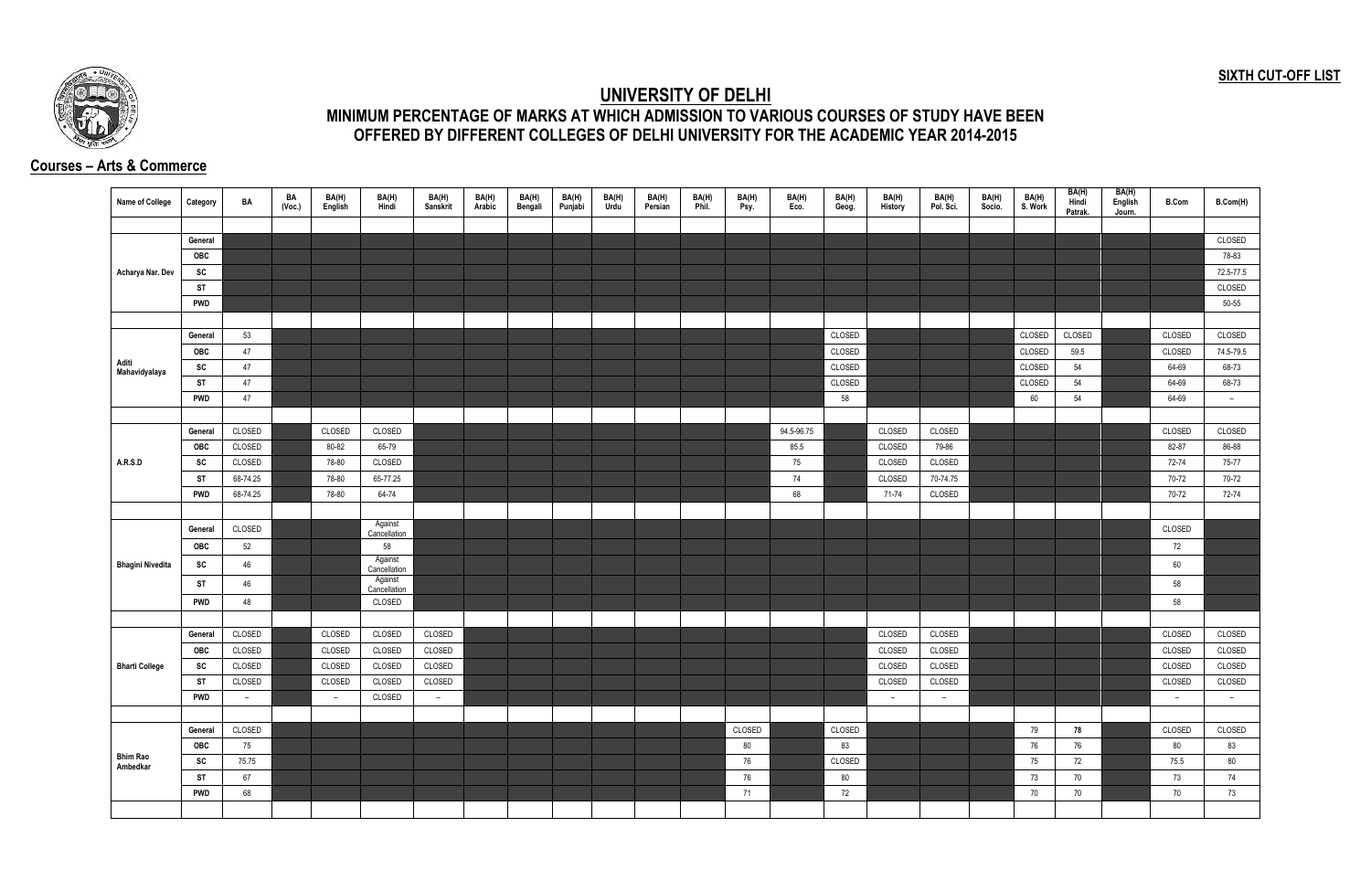**SIXTH CUT-OFF LIST**

# UNIVERSITY OF DELHI

## MINIMUM PERCENTAGE OF MARKS AT WHICH ADMISSION TO VARIOUS COURSES OF STUDY HAVE BEEN OFFERED BY DIFFERENT COLLEGES OF DELHI UNIVERSITY FOR THE ACADEMIC YEAR 2014-2015

### Courses – Arts & Commerce

| Name of College | Category | BA | BA (Voc.) | BA(H) English | BA(H) Hindi | BA(H) Sanskrit | BA(H) Arabic | BA(H) Bengali | BA(H) Punjabi | BA(H) Urdu | BA(H) Persian | BA(H) Phil. | BA(H) Psy. | BA(H) Eco. | BA(H) Geog. | BA(H) History | BA(H) Pol. Sci. | BA(H) Socio. | BA(H) S. Work | BA(H) Hindi Patrak. | BA(H) English Journ. | B.Com | B.Com(H) |
|---|---|---|---|---|---|---|---|---|---|---|---|---|---|---|---|---|---|---|---|---|---|---|---|
| Acharya Nar. Dev | General | | | | | | | | | | | | | | | | | | | | | | CLOSED |
| | OBC | | | | | | | | | | | | | | | | | | | | | | 78-83 |
| | SC | | | | | | | | | | | | | | | | | | | | | | 72.5-77.5 |
| | ST | | | | | | | | | | | | | | | | | | | | | | CLOSED |
| | PWD | | | | | | | | | | | | | | | | | | | | | | 50-55 |
| Aditi Mahavidyalaya | General | 53 | | | | | | | | | | | | | CLOSED | | | | CLOSED | CLOSED | | CLOSED | CLOSED |
| | OBC | 47 | | | | | | | | | | | | | CLOSED | | | | CLOSED | 59.5 | | CLOSED | 74.5-79.5 |
| | SC | 47 | | | | | | | | | | | | | CLOSED | | | | CLOSED | 54 | | 64-69 | 68-73 |
| | ST | 47 | | | | | | | | | | | | | CLOSED | | | | CLOSED | 54 | | 64-69 | 68-73 |
| | PWD | 47 | | | | | | | | | | | | | 58 | | | | 60 | 54 | | 64-69 | – |
| A.R.S.D | General | CLOSED | | CLOSED | CLOSED | | | | | | | | | 94.5-96.75 | | CLOSED | CLOSED | | | | | CLOSED | CLOSED |
| | OBC | CLOSED | | 80-82 | 65-79 | | | | | | | | | 85.5 | | CLOSED | 79-86 | | | | | 82-87 | 86-88 |
| | SC | CLOSED | | 78-80 | CLOSED | | | | | | | | | 75 | | CLOSED | CLOSED | | | | | 72-74 | 75-77 |
| | ST | 68-74.25 | | 78-80 | 65-77.25 | | | | | | | | | 74 | | CLOSED | 70-74.75 | | | | | 70-72 | 70-72 |
| | PWD | 68-74.25 | | 78-80 | 64-74 | | | | | | | | | 68 | | 71-74 | CLOSED | | | | | 70-72 | 72-74 |
| Bhagini Nivedita | General | CLOSED | | | Against Cancellation | | | | | | | | | | | | | | | | | CLOSED | |
| | OBC | 52 | | | 58 | | | | | | | | | | | | | | | | | 72 | |
| | SC | 46 | | | Against Cancellation | | | | | | | | | | | | | | | | | 60 | |
| | ST | 46 | | | Against Cancellation | | | | | | | | | | | | | | | | | 58 | |
| | PWD | 48 | | | CLOSED | | | | | | | | | | | | | | | | | 58 | |
| Bharti College | General | CLOSED | | CLOSED | CLOSED | CLOSED | | | | | | | | | | CLOSED | CLOSED | | | | | CLOSED | CLOSED |
| | OBC | CLOSED | | CLOSED | CLOSED | CLOSED | | | | | | | | | | CLOSED | CLOSED | | | | | CLOSED | CLOSED |
| | SC | CLOSED | | CLOSED | CLOSED | CLOSED | | | | | | | | | | CLOSED | CLOSED | | | | | CLOSED | CLOSED |
| | ST | CLOSED | | CLOSED | CLOSED | CLOSED | | | | | | | | | | CLOSED | CLOSED | | | | | CLOSED | CLOSED |
| | PWD | – | | – | CLOSED | – | | | | | | | | | | – | – | | | | | – | – |
| Bhim Rao Ambedkar | General | CLOSED | | | | | | | | | | | CLOSED | | CLOSED | | | | 79 | **78** | | CLOSED | CLOSED |
| | OBC | 75 | | | | | | | | | | | 80 | | 83 | | | | 76 | 76 | | 80 | 83 |
| | SC | 75.75 | | | | | | | | | | | 76 | | CLOSED | | | | 75 | 72 | | 75.5 | 80 |
| | ST | 67 | | | | | | | | | | | 76 | | 80 | | | | 73 | 70 | | 73 | 74 |
| | PWD | 68 | | | | | | | | | | | 71 | | 72 | | | | 70 | 70 | | 70 | 73 |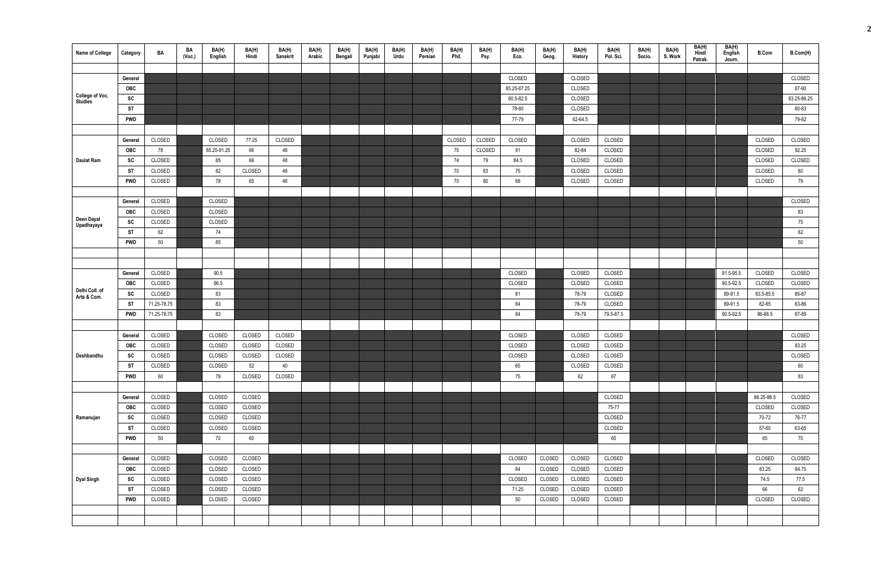| Name of College | Category | BA | BA (Voc.) | BA(H) English | BA(H) Hindi | BA(H) Sanskrit | BA(H) Arabic | BA(H) Bengali | BA(H) Punjabi | BA(H) Urdu | BA(H) Persian | BA(H) Phil. | BA(H) Psy. | BA(H) Eco. | BA(H) Geog. | BA(H) History | BA(H) Pol. Sci. | BA(H) Socio. | BA(H) S. Work | BA(H) Hindi Patrak. | BA(H) English Journ. | B.Com | B.Com(H) |
|---|---|---|---|---|---|---|---|---|---|---|---|---|---|---|---|---|---|---|---|---|---|---|---|
| College of Voc. Studies | General | | | | | | | | | | | | | CLOSED | | CLOSED | | | | | | | CLOSED |
| | OBC | | | | | | | | | | | | | 85.25-87.25 | | CLOSED | | | | | | | 87-90 |
| | SC | | | | | | | | | | | | | 80.5-82.5 | | CLOSED | | | | | | | 83.25-86.25 |
| | ST | | | | | | | | | | | | | 78-80 | | CLOSED | | | | | | | 80-83 |
| | PWD | | | | | | | | | | | | | 77-79 | | 62-64.5 | | | | | | | 79-82 |
| Daulat Ram | General | CLOSED | | CLOSED | 77.25 | CLOSED | | | | | | CLOSED | CLOSED | CLOSED | | CLOSED | CLOSED | | | | | CLOSED | CLOSED |
| | OBC | 78 | | 85.25-91.25 | 66 | 48 | | | | | | 70 | CLOSED | 91 | | 82-84 | CLOSED | | | | | CLOSED | 92.25 |
| | SC | CLOSED | | 85 | 66 | 48 | | | | | | 74 | 79 | 84.5 | | CLOSED | CLOSED | | | | | CLOSED | CLOSED |
| | ST | CLOSED | | 82 | CLOSED | 48 | | | | | | 70 | 83 | 75 | | CLOSED | CLOSED | | | | | CLOSED | 80 |
| | PWD | CLOSED | | 78 | 65 | 48 | | | | | | 70 | 80 | 68 | | CLOSED | CLOSED | | | | | CLOSED | 79 |
| Deen Dayal Upadhayaya | General | CLOSED | | CLOSED | | | | | | | | | | | | | | | | | | | CLOSED |
| | OBC | CLOSED | | CLOSED | | | | | | | | | | | | | | | | | | | 83 |
| | SC | CLOSED | | CLOSED | | | | | | | | | | | | | | | | | | | 75 |
| | ST | 62 | | 74 | | | | | | | | | | | | | | | | | | | 62 |
| | PWD | 50 | | 85 | | | | | | | | | | | | | | | | | | | 50 |
| Delhi Coll. of Arts & Com. | General | CLOSED | | 90.5 | | | | | | | | | | CLOSED | | CLOSED | CLOSED | | | | 91.5-95.5 | CLOSED | CLOSED |
| | OBC | CLOSED | | 86.5 | | | | | | | | | | CLOSED | | CLOSED | CLOSED | | | | 90.5-92.5 | CLOSED | CLOSED |
| | SC | CLOSED | | 83 | | | | | | | | | | 81 | | 78-79 | CLOSED | | | | 89-91.5 | 83.5-85.5 | 85-87 |
| | ST | 71.25-78.75 | | 83 | | | | | | | | | | 84 | | 78-79 | CLOSED | | | | 89-91.5 | 82-85 | 83-86 |
| | PWD | 71.25-78.75 | | 83 | | | | | | | | | | 84 | | 78-79 | 79.5-87.5 | | | | 90.5-92.5 | 86-88.5 | 87-89 |
| Deshbandhu | General | CLOSED | | CLOSED | CLOSED | CLOSED | | | | | | | | CLOSED | | CLOSED | CLOSED | | | | | | CLOSED |
| | OBC | CLOSED | | CLOSED | CLOSED | CLOSED | | | | | | | | CLOSED | | CLOSED | CLOSED | | | | | | 83.25 |
| | SC | CLOSED | | CLOSED | CLOSED | CLOSED | | | | | | | | CLOSED | | CLOSED | CLOSED | | | | | | CLOSED |
| | ST | CLOSED | | CLOSED | 52 | 40 | | | | | | | | 65 | | CLOSED | CLOSED | | | | | | 60 |
| | PWD | 60 | | 79 | CLOSED | CLOSED | | | | | | | | 75 | | 62 | 67 | | | | | | 83 |
| Ramanujan | General | CLOSED | | CLOSED | CLOSED | | | | | | | | | | | | CLOSED | | | | | 88.25-88.5 | CLOSED |
| | OBC | CLOSED | | CLOSED | CLOSED | | | | | | | | | | | | 75-77 | | | | | CLOSED | CLOSED |
| | SC | CLOSED | | CLOSED | CLOSED | | | | | | | | | | | | CLOSED | | | | | 70-72 | 76-77 |
| | ST | CLOSED | | CLOSED | CLOSED | | | | | | | | | | | | CLOSED | | | | | 57-60 | 63-65 |
| | PWD | 50 | | 70 | 60 | | | | | | | | | | | | 65 | | | | | 65 | 70 |
| Dyal Singh | General | CLOSED | | CLOSED | CLOSED | | | | | | | | | CLOSED | CLOSED | CLOSED | CLOSED | | | | | CLOSED | CLOSED |
| | OBC | CLOSED | | CLOSED | CLOSED | | | | | | | | | 84 | CLOSED | CLOSED | CLOSED | | | | | 83.25 | 84.75 |
| | SC | CLOSED | | CLOSED | CLOSED | | | | | | | | | CLOSED | CLOSED | CLOSED | CLOSED | | | | | 74.5 | 77.5 |
| | ST | CLOSED | | CLOSED | CLOSED | | | | | | | | | 71.25 | CLOSED | CLOSED | CLOSED | | | | | 66 | 62 |
| | PWD | CLOSED | | CLOSED | CLOSED | | | | | | | | | 50 | CLOSED | CLOSED | CLOSED | | | | | CLOSED | CLOSED |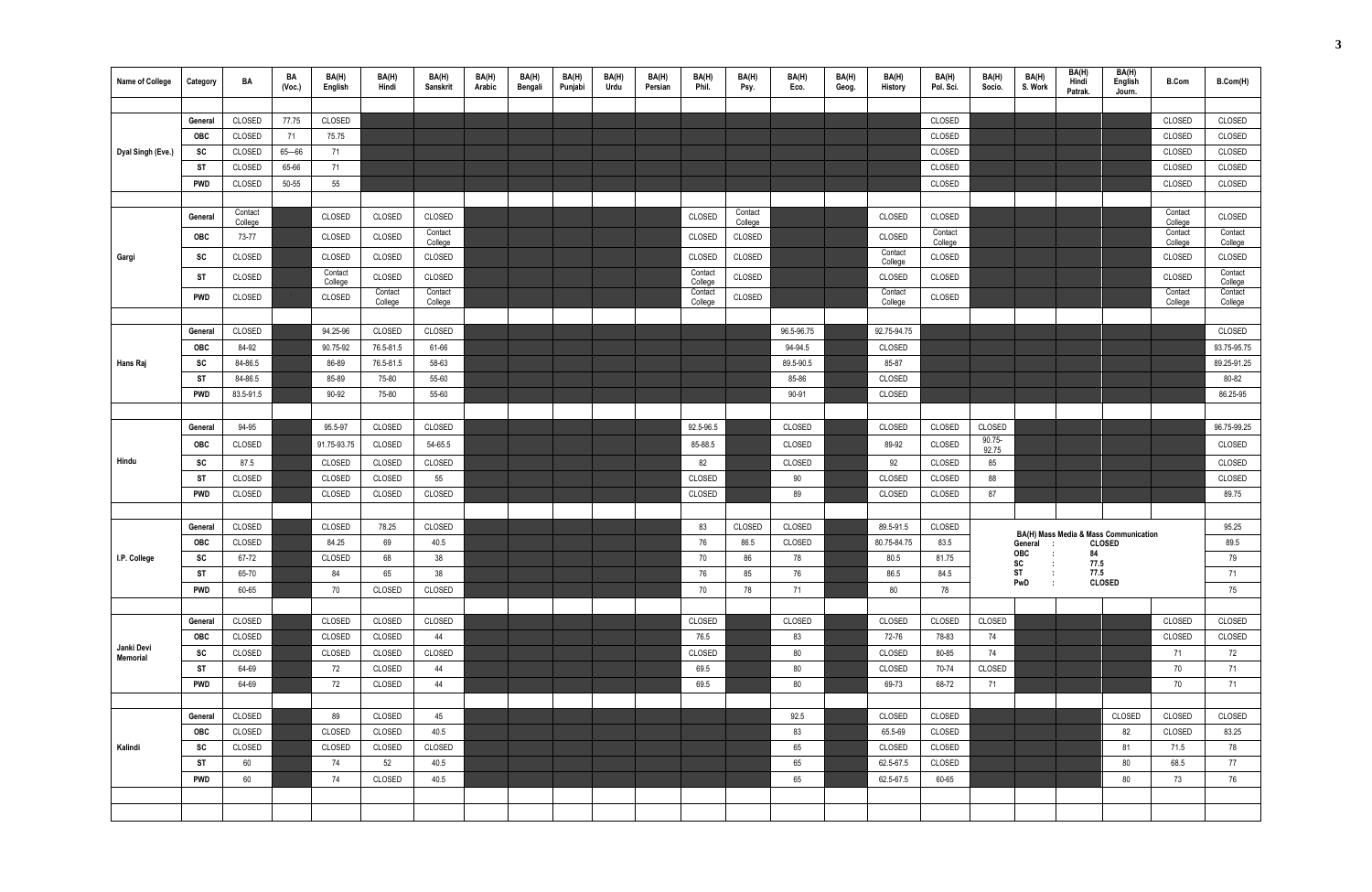| Name of College | Category | BA | BA (Voc.) | BA(H) English | BA(H) Hindi | BA(H) Sanskrit | BA(H) Arabic | BA(H) Bengali | BA(H) Punjabi | BA(H) Urdu | BA(H) Persian | BA(H) Phil. | BA(H) Psy. | BA(H) Eco. | BA(H) Geog. | BA(H) History | BA(H) Pol. Sci. | BA(H) Socio. | BA(H) S. Work | BA(H) Hindi Patrak. | BA(H) English Journ. | B.Com | B.Com(H) |
|---|---|---|---|---|---|---|---|---|---|---|---|---|---|---|---|---|---|---|---|---|---|---|---|
| Dyal Singh (Eve.) | General | CLOSED | 77.75 | CLOSED | | | | | | | | | | | | | CLOSED | | | | | CLOSED | CLOSED |
| | OBC | CLOSED | 71 | 75.75 | | | | | | | | | | | | | CLOSED | | | | | CLOSED | CLOSED |
| | SC | CLOSED | 65—66 | 71 | | | | | | | | | | | | | CLOSED | | | | | CLOSED | CLOSED |
| | ST | CLOSED | 65-66 | 71 | | | | | | | | | | | | | CLOSED | | | | | CLOSED | CLOSED |
| | PWD | CLOSED | 50-55 | 55 | | | | | | | | | | | | | CLOSED | | | | | CLOSED | CLOSED |
| Gargi | General | Contact College | | CLOSED | CLOSED | CLOSED | | | | | | CLOSED | Contact College | | | CLOSED | CLOSED | | | | | Contact College | CLOSED |
| | OBC | 73-77 | | CLOSED | CLOSED | Contact College | | | | | | CLOSED | CLOSED | | | CLOSED | Contact College | | | | | Contact College | Contact College |
| | SC | CLOSED | | CLOSED | CLOSED | CLOSED | | | | | | CLOSED | CLOSED | | | Contact College | CLOSED | | | | | CLOSED | CLOSED |
| | ST | CLOSED | | Contact College | CLOSED | CLOSED | | | | | | Contact College | CLOSED | | | CLOSED | CLOSED | | | | | CLOSED | Contact College |
| | PWD | CLOSED | | CLOSED | Contact College | Contact College | | | | | | Contact College | CLOSED | | | Contact College | CLOSED | | | | | Contact College | Contact College |
| Hans Raj | General | CLOSED | | 94.25-96 | CLOSED | CLOSED | | | | | | | | 96.5-96.75 | | 92.75-94.75 | | | | | | | CLOSED |
| | OBC | 84-92 | | 90.75-92 | 76.5-81.5 | 61-66 | | | | | | | | 94-94.5 | | CLOSED | | | | | | | 93.75-95.75 |
| | SC | 84-86.5 | | 86-89 | 76.5-81.5 | 58-63 | | | | | | | | 89.5-90.5 | | 85-87 | | | | | | | 89.25-91.25 |
| | ST | 84-86.5 | | 85-89 | 75-80 | 55-60 | | | | | | | | 85-86 | | CLOSED | | | | | | | 80-82 |
| | PWD | 83.5-91.5 | | 90-92 | 75-80 | 55-60 | | | | | | | | 90-91 | | CLOSED | | | | | | | 86.25-95 |
| Hindu | General | 94-95 | | 95.5-97 | CLOSED | CLOSED | | | | | | 92.5-96.5 | | CLOSED | | CLOSED | CLOSED | CLOSED | | | | | 96.75-99.25 |
| | OBC | CLOSED | | 91.75-93.75 | CLOSED | 54-65.5 | | | | | | 85-88.5 | | CLOSED | | 89-92 | CLOSED | 90.75-92.75 | | | | | CLOSED |
| | SC | 87.5 | | CLOSED | CLOSED | CLOSED | | | | | | 82 | | CLOSED | | 92 | CLOSED | 85 | | | | | CLOSED |
| | ST | CLOSED | | CLOSED | CLOSED | 55 | | | | | | CLOSED | | 90 | | CLOSED | CLOSED | 88 | | | | | CLOSED |
| | PWD | CLOSED | | CLOSED | CLOSED | CLOSED | | | | | | CLOSED | | 89 | | CLOSED | CLOSED | 87 | | | | | 89.75 |
| I.P. College | General | CLOSED | | CLOSED | 78.25 | CLOSED | | | | | | 83 | CLOSED | CLOSED | | 89.5-91.5 | CLOSED | | | | | | 95.25 |
| | OBC | CLOSED | | 84.25 | 69 | 40.5 | | | | | | 76 | 86.5 | CLOSED | | 80.75-84.75 | 83.5 | | | | | | 89.5 |
| | SC | 67-72 | | CLOSED | 68 | 38 | | | | | | 70 | 86 | 78 | | 80.5 | 81.75 | | | | | | 79 |
| | ST | 65-70 | | 84 | 65 | 38 | | | | | | 76 | 85 | 76 | | 86.5 | 84.5 | | | | | | 71 |
| | PWD | 60-65 | | 70 | CLOSED | CLOSED | | | | | | 70 | 78 | 71 | | 80 | 78 | | | | | | 75 |
| Janki Devi Memorial | General | CLOSED | | CLOSED | CLOSED | CLOSED | | | | | | CLOSED | | CLOSED | | CLOSED | CLOSED | CLOSED | | | | CLOSED | CLOSED |
| | OBC | CLOSED | | CLOSED | CLOSED | 44 | | | | | | 76.5 | | 83 | | 72-76 | 78-83 | 74 | | | | CLOSED | CLOSED |
| | SC | CLOSED | | CLOSED | CLOSED | CLOSED | | | | | | CLOSED | | 80 | | CLOSED | 80-85 | 74 | | | | 71 | 72 |
| | ST | 64-69 | | 72 | CLOSED | 44 | | | | | | 69.5 | | 80 | | CLOSED | 70-74 | CLOSED | | | | 70 | 71 |
| | PWD | 64-69 | | 72 | CLOSED | 44 | | | | | | 69.5 | | 80 | | 69-73 | 68-72 | 71 | | | | 70 | 71 |
| Kalindi | General | CLOSED | | 89 | CLOSED | 45 | | | | | | | | 92.5 | | CLOSED | CLOSED | | | | CLOSED | CLOSED | CLOSED |
| | OBC | CLOSED | | CLOSED | CLOSED | 40.5 | | | | | | | | 83 | | 65.5-69 | CLOSED | | | | 82 | CLOSED | 83.25 |
| | SC | CLOSED | | CLOSED | CLOSED | CLOSED | | | | | | | | 65 | | CLOSED | CLOSED | | | | 81 | 71.5 | 78 |
| | ST | 60 | | 74 | 52 | 40.5 | | | | | | | | 65 | | 62.5-67.5 | CLOSED | | | | 80 | 68.5 | 77 |
| | PWD | 60 | | 74 | CLOSED | 40.5 | | | | | | | | 65 | | 62.5-67.5 | 60-65 | | | | 80 | 73 | 76 |

**I.P. College – BA(H) Mass Media & Mass Communication**

General : CLOSED
OBC : 84
SC : 77.5
ST : 77.5
PwD : CLOSED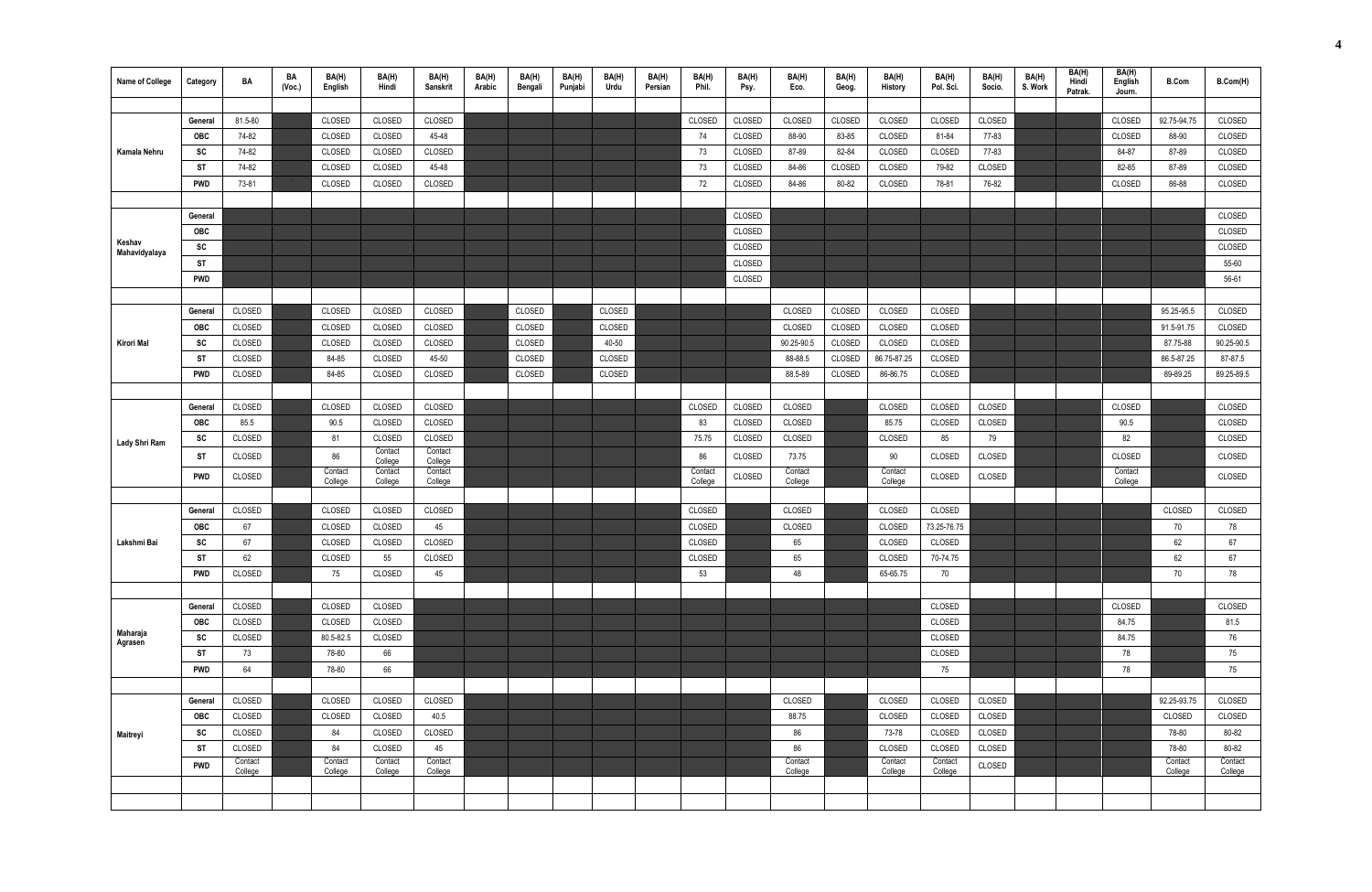| Name of College | Category | BA | BA (Voc.) | BA(H) English | BA(H) Hindi | BA(H) Sanskrit | BA(H) Arabic | BA(H) Bengali | BA(H) Punjabi | BA(H) Urdu | BA(H) Persian | BA(H) Phil. | BA(H) Psy. | BA(H) Eco. | BA(H) Geog. | BA(H) History | BA(H) Pol. Sci. | BA(H) Socio. | BA(H) S. Work | BA(H) Hindi Patrak. | BA(H) English Journ. | B.Com | B.Com(H) |
|---|---|---|---|---|---|---|---|---|---|---|---|---|---|---|---|---|---|---|---|---|---|---|---|
| Kamala Nehru | General | 81.5-80 | | CLOSED | CLOSED | CLOSED | | | | | | CLOSED | CLOSED | CLOSED | CLOSED | CLOSED | CLOSED | CLOSED | | | CLOSED | 92.75-94.75 | CLOSED |
| | OBC | 74-82 | | CLOSED | CLOSED | 45-48 | | | | | | 74 | CLOSED | 88-90 | 83-85 | CLOSED | 81-84 | 77-83 | | | CLOSED | 88-90 | CLOSED |
| | SC | 74-82 | | CLOSED | CLOSED | CLOSED | | | | | | 73 | CLOSED | 87-89 | 82-84 | CLOSED | CLOSED | 77-83 | | | 84-87 | 87-89 | CLOSED |
| | ST | 74-82 | | CLOSED | CLOSED | 45-48 | | | | | | 73 | CLOSED | 84-86 | CLOSED | CLOSED | 79-82 | CLOSED | | | 82-85 | 87-89 | CLOSED |
| | PWD | 73-81 | | CLOSED | CLOSED | CLOSED | | | | | | 72 | CLOSED | 84-86 | 80-82 | CLOSED | 78-81 | 76-82 | | | CLOSED | 86-88 | CLOSED |
| Keshav Mahavidyalaya | General | | | | | | | | | | | | CLOSED | | | | | | | | | | CLOSED |
| | OBC | | | | | | | | | | | | CLOSED | | | | | | | | | | CLOSED |
| | SC | | | | | | | | | | | | CLOSED | | | | | | | | | | CLOSED |
| | ST | | | | | | | | | | | | CLOSED | | | | | | | | | | 55-60 |
| | PWD | | | | | | | | | | | | CLOSED | | | | | | | | | | 56-61 |
| Kirori Mal | General | CLOSED | | CLOSED | CLOSED | CLOSED | | CLOSED | | CLOSED | | | | CLOSED | CLOSED | CLOSED | CLOSED | | | | | 95.25-95.5 | CLOSED |
| | OBC | CLOSED | | CLOSED | CLOSED | CLOSED | | CLOSED | | CLOSED | | | | CLOSED | CLOSED | CLOSED | CLOSED | | | | | 91.5-91.75 | CLOSED |
| | SC | CLOSED | | CLOSED | CLOSED | CLOSED | | CLOSED | | 40-50 | | | | 90.25-90.5 | CLOSED | CLOSED | CLOSED | | | | | 87.75-88 | 90.25-90.5 |
| | ST | CLOSED | | 84-85 | CLOSED | 45-50 | | CLOSED | | CLOSED | | | | 88-88.5 | CLOSED | 86.75-87.25 | CLOSED | | | | | 86.5-87.25 | 87-87.5 |
| | PWD | CLOSED | | 84-85 | CLOSED | CLOSED | | CLOSED | | CLOSED | | | | 88.5-89 | CLOSED | 86-86.75 | CLOSED | | | | | 89-89.25 | 89.25-89.5 |
| Lady Shri Ram | General | CLOSED | | CLOSED | CLOSED | CLOSED | | | | | | CLOSED | CLOSED | CLOSED | | CLOSED | CLOSED | CLOSED | | | CLOSED | | CLOSED |
| | OBC | 85.5 | | 90.5 | CLOSED | CLOSED | | | | | | 83 | CLOSED | CLOSED | | 85.75 | CLOSED | CLOSED | | | 90.5 | | CLOSED |
| | SC | CLOSED | | 81 | CLOSED | CLOSED | | | | | | 75.75 | CLOSED | CLOSED | | CLOSED | 85 | 79 | | | 82 | | CLOSED |
| | ST | CLOSED | | 86 | Contact College | Contact College | | | | | | 86 | CLOSED | 73.75 | | 90 | CLOSED | CLOSED | | | CLOSED | | CLOSED |
| | PWD | CLOSED | | Contact College | Contact College | Contact College | | | | | | Contact College | CLOSED | Contact College | | Contact College | CLOSED | CLOSED | | | Contact College | | CLOSED |
| Lakshmi Bai | General | CLOSED | | CLOSED | CLOSED | CLOSED | | | | | | CLOSED | | CLOSED | | CLOSED | CLOSED | | | | | CLOSED | CLOSED |
| | OBC | 67 | | CLOSED | CLOSED | 45 | | | | | | CLOSED | | CLOSED | | CLOSED | 73.25-76.75 | | | | | 70 | 78 |
| | SC | 67 | | CLOSED | CLOSED | CLOSED | | | | | | CLOSED | | 65 | | CLOSED | CLOSED | | | | | 62 | 67 |
| | ST | 62 | | CLOSED | 55 | CLOSED | | | | | | CLOSED | | 65 | | CLOSED | 70-74.75 | | | | | 62 | 67 |
| | PWD | CLOSED | | 75 | CLOSED | 45 | | | | | | 53 | | 48 | | 65-65.75 | 70 | | | | | 70 | 78 |
| Maharaja Agrasen | General | CLOSED | | CLOSED | CLOSED | | | | | | | | | | | | CLOSED | | | | CLOSED | | CLOSED |
| | OBC | CLOSED | | CLOSED | CLOSED | | | | | | | | | | | | CLOSED | | | | 84.75 | | 81.5 |
| | SC | CLOSED | | 80.5-82.5 | CLOSED | | | | | | | | | | | | CLOSED | | | | 84.75 | | 76 |
| | ST | 73 | | 78-80 | 66 | | | | | | | | | | | | CLOSED | | | | 78 | | 75 |
| | PWD | 64 | | 78-80 | 66 | | | | | | | | | | | | 75 | | | | 78 | | 75 |
| Maitreyi | General | CLOSED | | CLOSED | CLOSED | CLOSED | | | | | | | | CLOSED | | CLOSED | CLOSED | CLOSED | | | | 92.25-93.75 | CLOSED |
| | OBC | CLOSED | | CLOSED | CLOSED | 40.5 | | | | | | | | 88.75 | | CLOSED | CLOSED | CLOSED | | | | CLOSED | CLOSED |
| | SC | CLOSED | | 84 | CLOSED | CLOSED | | | | | | | | 86 | | 73-78 | CLOSED | CLOSED | | | | 78-80 | 80-82 |
| | ST | CLOSED | | 84 | CLOSED | 45 | | | | | | | | 86 | | CLOSED | CLOSED | CLOSED | | | | 78-80 | 80-82 |
| | PWD | Contact College | | Contact College | Contact College | Contact College | | | | | | | | Contact College | | Contact College | Contact College | CLOSED | | | | Contact College | Contact College |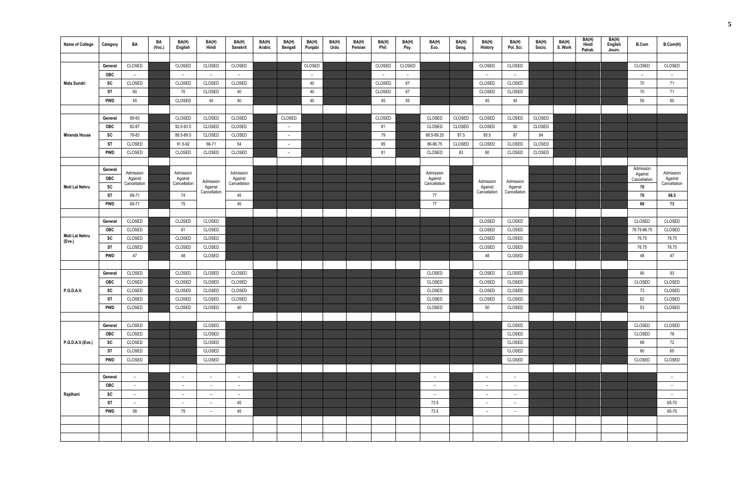| Name of College | Category | BA | BA (Voc.) | BA(H) English | BA(H) Hindi | BA(H) Sanskrit | BA(H) Arabic | BA(H) Bengali | BA(H) Punjabi | BA(H) Urdu | BA(H) Persian | BA(H) Phil. | BA(H) Psy. | BA(H) Eco. | BA(H) Geog. | BA(H) History | BA(H) Pol. Sci. | BA(H) Socio. | BA(H) S. Work | BA(H) Hindi Patrak. | BA(H) English Journ. | B.Com | B.Com(H) |
|---|---|---|---|---|---|---|---|---|---|---|---|---|---|---|---|---|---|---|---|---|---|---|---|
| Mata Sundri | General | CLOSED | | CLOSED | CLOSED | CLOSED | | | CLOSED | | | CLOSED | CLOSED | | | CLOSED | CLOSED | | | | | CLOSED | CLOSED |
| | OBC | – | | – | – | – | | | – | | | – | – | | | – | – | | | | | – | – |
| | SC | CLOSED | | CLOSED | CLOSED | CLOSED | | | 40 | | | CLOSED | 67 | | | CLOSED | CLOSED | | | | | 70 | 71 |
| | ST | 60 | | 70 | CLOSED | 40 | | | 40 | | | CLOSED | 67 | | | CLOSED | CLOSED | | | | | 70 | 71 |
| | PWD | 45 | | CLOSED | 40 | 40 | | | 40 | | | 45 | 55 | | | 45 | 45 | | | | | 55 | 60 |
| Miranda House | General | 89-93 | | CLOSED | CLOSED | CLOSED | | CLOSED | | | | CLOSED | | CLOSED | CLOSED | CLOSED | CLOSED | CLOSED | | | | | |
| | OBC | 82-87 | | 92.5-93.5 | CLOSED | CLOSED | | – | | | | 81 | | CLOSED | CLOSED | CLOSED | 92 | CLOSED | | | | | |
| | SC | 78-83 | | 88.5-89.5 | CLOSED | CLOSED | | – | | | | 79 | | 88.5-89.25 | 87.5 | 85.5 | 87 | 84 | | | | | |
| | ST | CLOSED | | 91.5-92 | 66-71 | 54 | | – | | | | 85 | | 86-86.75 | CLOSED | CLOSED | CLOSED | CLOSED | | | | | |
| | PWD | CLOSED | | CLOSED | CLOSED | CLOSED | | – | | | | 81 | | CLOSED | 83 | 80 | CLOSED | CLOSED | | | | | |
| Moti Lal Nehru | General | Admission Against Cancellation | | Admission Against Cancellation | Admission Against Cancellation | Admission Against Cancellation | | | | | | | | Admission Against Cancellation | | Admission Against Cancellation | Admission Against Cancellation | | | | | Admission Against Cancellation | Admission Against Cancellation |
| | OBC | Admission Against Cancellation | | Admission Against Cancellation | Admission Against Cancellation | Admission Against Cancellation | | | | | | | | Admission Against Cancellation | | Admission Against Cancellation | Admission Against Cancellation | | | | | Admission Against Cancellation | Admission Against Cancellation |
| | SC | Admission Against Cancellation | | Admission Against Cancellation | Admission Against Cancellation | Admission Against Cancellation | | | | | | | | Admission Against Cancellation | | Admission Against Cancellation | Admission Against Cancellation | | | | | 76 | Admission Against Cancellation |
| | ST | 69-71 | | 74 | Admission Against Cancellation | 45 | | | | | | | | 77 | | Admission Against Cancellation | Admission Against Cancellation | | | | | 70 | 68.5 |
| | PWD | 69-71 | | 75 | Admission Against Cancellation | 45 | | | | | | | | 77 | | Admission Against Cancellation | Admission Against Cancellation | | | | | 69 | 73 |
| Moti Lal Nehru (Eve.) | General | CLOSED | | CLOSED | CLOSED | | | | | | | | | | | CLOSED | CLOSED | | | | | CLOSED | CLOSED |
| | OBC | CLOSED | | 81 | CLOSED | | | | | | | | | | | CLOSED | CLOSED | | | | | 78.75-86.75 | CLOSED |
| | SC | CLOSED | | CLOSED | CLOSED | | | | | | | | | | | CLOSED | CLOSED | | | | | 76.75 | 78.75 |
| | ST | CLOSED | | CLOSED | CLOSED | | | | | | | | | | | CLOSED | CLOSED | | | | | 76.75 | 78.75 |
| | PWD | 47 | | 48 | CLOSED | | | | | | | | | | | 48 | CLOSED | | | | | 48 | 47 |
| P.G.D.A.V. | General | CLOSED | | CLOSED | CLOSED | CLOSED | | | | | | | | CLOSED | | CLOSED | CLOSED | | | | | 90 | 93 |
| | OBC | CLOSED | | CLOSED | CLOSED | CLOSED | | | | | | | | CLOSED | | CLOSED | CLOSED | | | | | CLOSED | CLOSED |
| | SC | CLOSED | | CLOSED | CLOSED | CLOSED | | | | | | | | CLOSED | | CLOSED | CLOSED | | | | | 73 | CLOSED |
| | ST | CLOSED | | CLOSED | CLOSED | CLOSED | | | | | | | | CLOSED | | CLOSED | CLOSED | | | | | 62 | CLOSED |
| | PWD | CLOSED | | CLOSED | CLOSED | 40 | | | | | | | | CLOSED | | 50 | CLOSED | | | | | 53 | CLOSED |
| P.G.D.A.V.(Eve.) | General | CLOSED | | | CLOSED | | | | | | | | | | | | CLOSED | | | | | CLOSED | CLOSED |
| | OBC | CLOSED | | | CLOSED | | | | | | | | | | | | CLOSED | | | | | CLOSED | 78 |
| | SC | CLOSED | | | CLOSED | | | | | | | | | | | | CLOSED | | | | | 68 | 72 |
| | ST | CLOSED | | | CLOSED | | | | | | | | | | | | CLOSED | | | | | 60 | 65 |
| | PWD | CLOSED | | | CLOSED | | | | | | | | | | | | CLOSED | | | | | CLOSED | CLOSED |
| Rajdhani | General | – | | – | – | – | | | | | | | | – | | – | – | | | | | | – |
| | OBC | – | | – | – | – | | | | | | | | – | | – | – | | | | | | – |
| | SC | – | | – | – | – | | | | | | | | – | | – | – | | | | | | – |
| | ST | – | | – | – | 45 | | | | | | | | 73.5 | | – | – | | | | | | 65-70 |
| | PWD | 58 | | 75 | – | 45 | | | | | | | | 73.5 | | – | – | | | | | | 65-70 |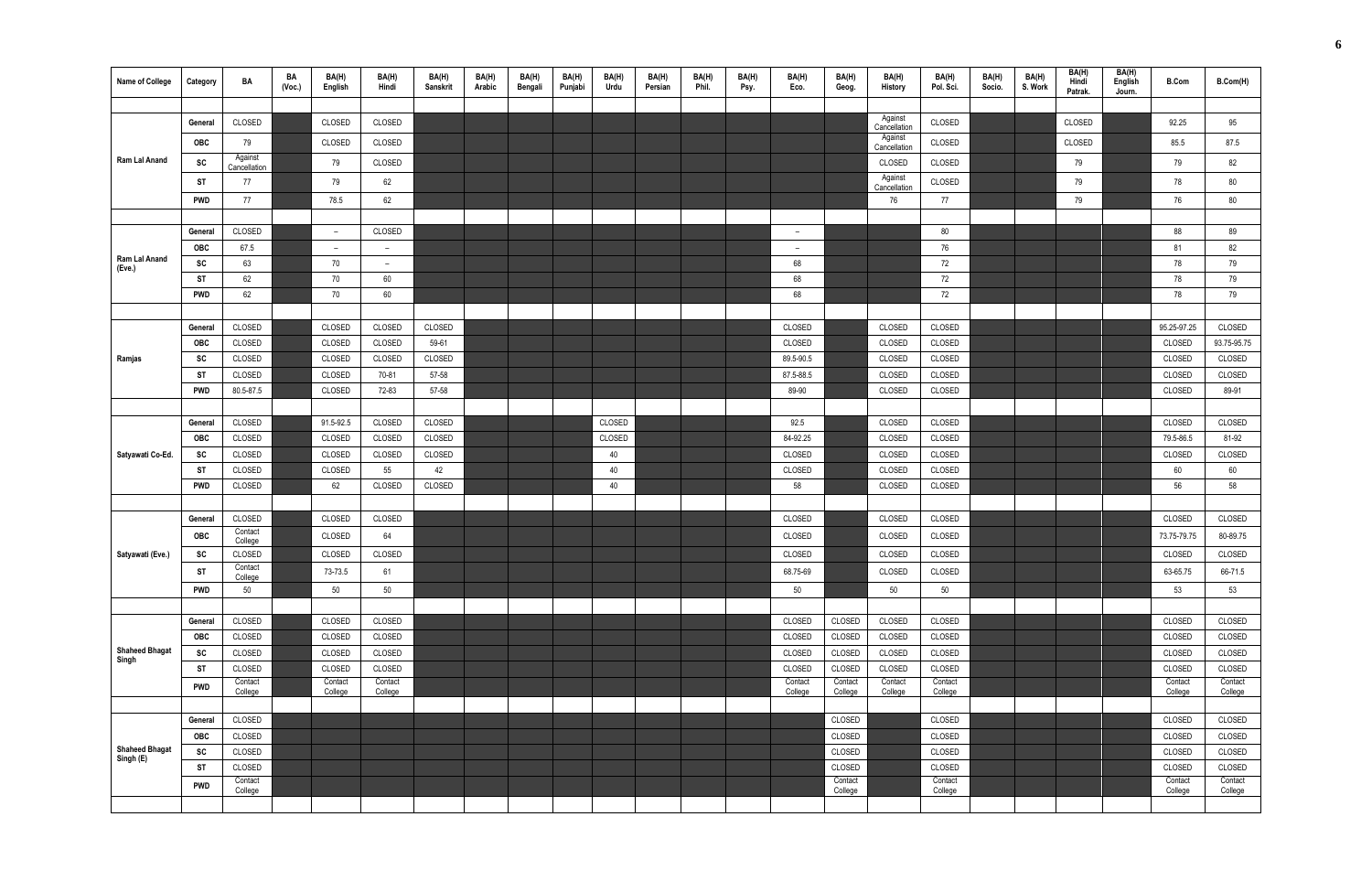| Name of College | Category | BA | BA (Voc.) | BA(H) English | BA(H) Hindi | BA(H) Sanskrit | BA(H) Arabic | BA(H) Bengali | BA(H) Punjabi | BA(H) Urdu | BA(H) Persian | BA(H) Phil. | BA(H) Psy. | BA(H) Eco. | BA(H) Geog. | BA(H) History | BA(H) Pol. Sci. | BA(H) Socio. | BA(H) S. Work | BA(H) Hindi Patrak. | BA(H) English Journ. | B.Com | B.Com(H) |
|---|---|---|---|---|---|---|---|---|---|---|---|---|---|---|---|---|---|---|---|---|---|---|---|
| Ram Lal Anand | General | CLOSED | | CLOSED | CLOSED | | | | | | | | | | | Against Cancellation | CLOSED | | | CLOSED | | 92.25 | 95 |
| | OBC | 79 | | CLOSED | CLOSED | | | | | | | | | | | Against Cancellation | CLOSED | | | CLOSED | | 85.5 | 87.5 |
| | SC | Against Cancellation | | 79 | CLOSED | | | | | | | | | | | CLOSED | CLOSED | | | 79 | | 79 | 82 |
| | ST | 77 | | 79 | 62 | | | | | | | | | | | Against Cancellation | CLOSED | | | 79 | | 78 | 80 |
| | PWD | 77 | | 78.5 | 62 | | | | | | | | | | | 76 | 77 | | | 79 | | 76 | 80 |
| Ram Lal Anand (Eve.) | General | CLOSED | | – | CLOSED | | | | | | | | | – | | | 80 | | | | | 88 | 89 |
| | OBC | 67.5 | | – | – | | | | | | | | | – | | | 76 | | | | | 81 | 82 |
| | SC | 63 | | 70 | – | | | | | | | | | 68 | | | 72 | | | | | 78 | 79 |
| | ST | 62 | | 70 | 60 | | | | | | | | | 68 | | | 72 | | | | | 78 | 79 |
| | PWD | 62 | | 70 | 60 | | | | | | | | | 68 | | | 72 | | | | | 78 | 79 |
| Ramjas | General | CLOSED | | CLOSED | CLOSED | CLOSED | | | | | | | | CLOSED | | CLOSED | CLOSED | | | | | 95.25-97.25 | CLOSED |
| | OBC | CLOSED | | CLOSED | CLOSED | 59-61 | | | | | | | | CLOSED | | CLOSED | CLOSED | | | | | CLOSED | 93.75-95.75 |
| | SC | CLOSED | | CLOSED | CLOSED | CLOSED | | | | | | | | 89.5-90.5 | | CLOSED | CLOSED | | | | | CLOSED | CLOSED |
| | ST | CLOSED | | CLOSED | 70-81 | 57-58 | | | | | | | | 87.5-88.5 | | CLOSED | CLOSED | | | | | CLOSED | CLOSED |
| | PWD | 80.5-87.5 | | CLOSED | 72-83 | 57-58 | | | | | | | | 89-90 | | CLOSED | CLOSED | | | | | CLOSED | 89-91 |
| Satyawati Co-Ed. | General | CLOSED | | 91.5-92.5 | CLOSED | CLOSED | | | | CLOSED | | | | 92.5 | | CLOSED | CLOSED | | | | | CLOSED | CLOSED |
| | OBC | CLOSED | | CLOSED | CLOSED | CLOSED | | | | CLOSED | | | | 84-92.25 | | CLOSED | CLOSED | | | | | 79.5-86.5 | 81-92 |
| | SC | CLOSED | | CLOSED | CLOSED | CLOSED | | | | 40 | | | | CLOSED | | CLOSED | CLOSED | | | | | CLOSED | CLOSED |
| | ST | CLOSED | | CLOSED | 55 | 42 | | | | 40 | | | | CLOSED | | CLOSED | CLOSED | | | | | 60 | 60 |
| | PWD | CLOSED | | 62 | CLOSED | CLOSED | | | | 40 | | | | 58 | | CLOSED | CLOSED | | | | | 56 | 58 |
| Satyawati (Eve.) | General | CLOSED | | CLOSED | CLOSED | | | | | | | | | CLOSED | | CLOSED | CLOSED | | | | | CLOSED | CLOSED |
| | OBC | Contact College | | CLOSED | 64 | | | | | | | | | CLOSED | | CLOSED | CLOSED | | | | | 73.75-79.75 | 80-89.75 |
| | SC | CLOSED | | CLOSED | CLOSED | | | | | | | | | CLOSED | | CLOSED | CLOSED | | | | | CLOSED | CLOSED |
| | ST | Contact College | | 73-73.5 | 61 | | | | | | | | | 68.75-69 | | CLOSED | CLOSED | | | | | 63-65.75 | 66-71.5 |
| | PWD | 50 | | 50 | 50 | | | | | | | | | 50 | | 50 | 50 | | | | | 53 | 53 |
| Shaheed Bhagat Singh | General | CLOSED | | CLOSED | CLOSED | | | | | | | | | CLOSED | CLOSED | CLOSED | CLOSED | | | | | CLOSED | CLOSED |
| | OBC | CLOSED | | CLOSED | CLOSED | | | | | | | | | CLOSED | CLOSED | CLOSED | CLOSED | | | | | CLOSED | CLOSED |
| | SC | CLOSED | | CLOSED | CLOSED | | | | | | | | | CLOSED | CLOSED | CLOSED | CLOSED | | | | | CLOSED | CLOSED |
| | ST | CLOSED | | CLOSED | CLOSED | | | | | | | | | CLOSED | CLOSED | CLOSED | CLOSED | | | | | CLOSED | CLOSED |
| | PWD | Contact College | | Contact College | Contact College | | | | | | | | | Contact College | Contact College | Contact College | Contact College | | | | | Contact College | Contact College |
| Shaheed Bhagat Singh (E) | General | CLOSED | | | | | | | | | | | | | CLOSED | | CLOSED | | | | | CLOSED | CLOSED |
| | OBC | CLOSED | | | | | | | | | | | | | CLOSED | | CLOSED | | | | | CLOSED | CLOSED |
| | SC | CLOSED | | | | | | | | | | | | | CLOSED | | CLOSED | | | | | CLOSED | CLOSED |
| | ST | CLOSED | | | | | | | | | | | | | CLOSED | | CLOSED | | | | | CLOSED | CLOSED |
| | PWD | Contact College | | | | | | | | | | | | | Contact College | | Contact College | | | | | Contact College | Contact College |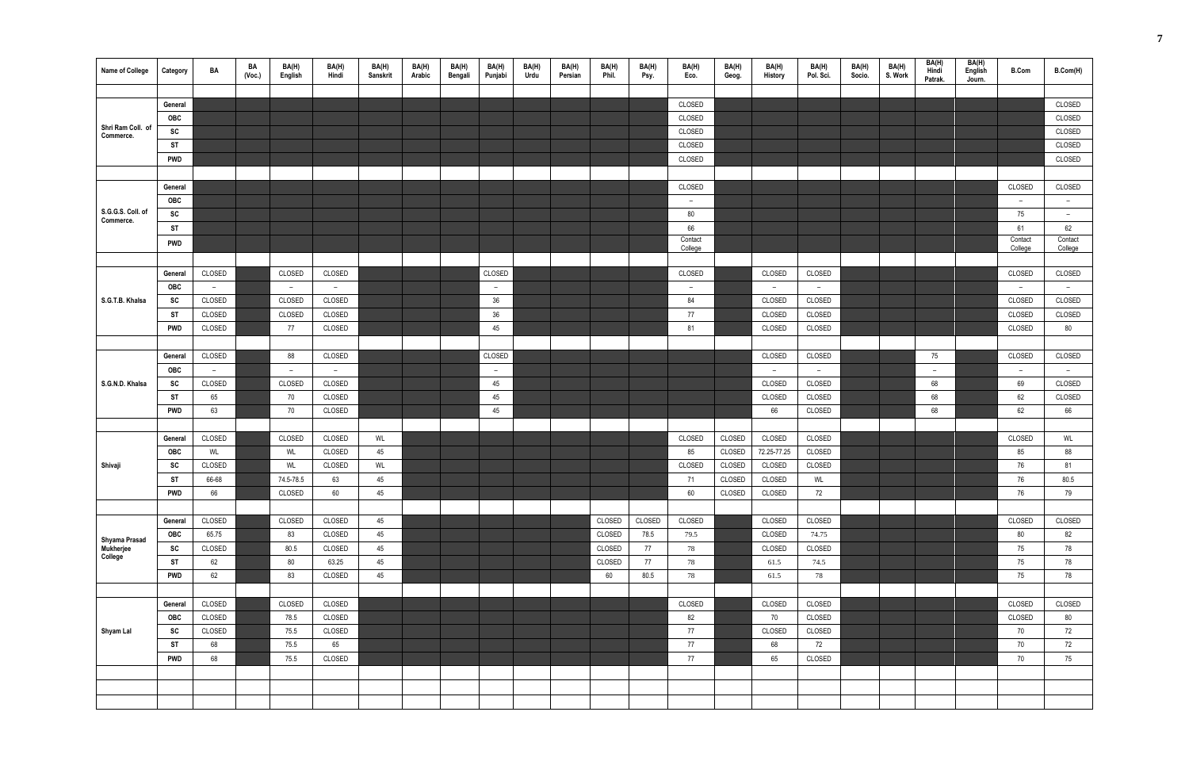| Name of College | Category | BA | BA (Voc.) | BA(H) English | BA(H) Hindi | BA(H) Sanskrit | BA(H) Arabic | BA(H) Bengali | BA(H) Punjabi | BA(H) Urdu | BA(H) Persian | BA(H) Phil. | BA(H) Psy. | BA(H) Eco. | BA(H) Geog. | BA(H) History | BA(H) Pol. Sci. | BA(H) Socio. | BA(H) S. Work | BA(H) Hindi Patrak. | BA(H) English Journ. | B.Com | B.Com(H) |
|---|---|---|---|---|---|---|---|---|---|---|---|---|---|---|---|---|---|---|---|---|---|---|---|
| Shri Ram Coll. of Commerce. | General | | | | | | | | | | | | | CLOSED | | | | | | | | | CLOSED |
| | OBC | | | | | | | | | | | | | CLOSED | | | | | | | | | CLOSED |
| | SC | | | | | | | | | | | | | CLOSED | | | | | | | | | CLOSED |
| | ST | | | | | | | | | | | | | CLOSED | | | | | | | | | CLOSED |
| | PWD | | | | | | | | | | | | | CLOSED | | | | | | | | | CLOSED |
| S.G.G.S. Coll. of Commerce. | General | | | | | | | | | | | | | CLOSED | | | | | | | | CLOSED | CLOSED |
| | OBC | | | | | | | | | | | | | – | | | | | | | | – | – |
| | SC | | | | | | | | | | | | | 80 | | | | | | | | 75 | – |
| | ST | | | | | | | | | | | | | 66 | | | | | | | | 61 | 62 |
| | PWD | | | | | | | | | | | | | Contact College | | | | | | | | Contact College | Contact College |
| S.G.T.B. Khalsa | General | CLOSED | | CLOSED | CLOSED | | | | CLOSED | | | | | CLOSED | | CLOSED | CLOSED | | | | | CLOSED | CLOSED |
| | OBC | – | | – | – | | | | – | | | | | – | | – | – | | | | | – | – |
| | SC | CLOSED | | CLOSED | CLOSED | | | | 36 | | | | | 84 | | CLOSED | CLOSED | | | | | CLOSED | CLOSED |
| | ST | CLOSED | | CLOSED | CLOSED | | | | 36 | | | | | 77 | | CLOSED | CLOSED | | | | | CLOSED | CLOSED |
| | PWD | CLOSED | | 77 | CLOSED | | | | 45 | | | | | 81 | | CLOSED | CLOSED | | | | | CLOSED | 80 |
| S.G.N.D. Khalsa | General | CLOSED | | 88 | CLOSED | | | | CLOSED | | | | | | | CLOSED | CLOSED | | | 75 | | CLOSED | CLOSED |
| | OBC | – | | – | – | | | | – | | | | | | | – | – | | | – | | – | – |
| | SC | CLOSED | | CLOSED | CLOSED | | | | 45 | | | | | | | CLOSED | CLOSED | | | 68 | | 69 | CLOSED |
| | ST | 65 | | 70 | CLOSED | | | | 45 | | | | | | | CLOSED | CLOSED | | | 68 | | 62 | CLOSED |
| | PWD | 63 | | 70 | CLOSED | | | | 45 | | | | | | | 66 | CLOSED | | | 68 | | 62 | 66 |
| Shivaji | General | CLOSED | | CLOSED | CLOSED | WL | | | | | | | | CLOSED | CLOSED | CLOSED | CLOSED | | | | | CLOSED | WL |
| | OBC | WL | | WL | CLOSED | 45 | | | | | | | | 85 | CLOSED | 72.25-77.25 | CLOSED | | | | | 85 | 88 |
| | SC | CLOSED | | WL | CLOSED | WL | | | | | | | | CLOSED | CLOSED | CLOSED | CLOSED | | | | | 76 | 81 |
| | ST | 66-68 | | 74.5-78.5 | 63 | 45 | | | | | | | | 71 | CLOSED | CLOSED | WL | | | | | 76 | 80.5 |
| | PWD | 66 | | CLOSED | 60 | 45 | | | | | | | | 60 | CLOSED | CLOSED | 72 | | | | | 76 | 79 |
| Shyama Prasad Mukherjee College | General | CLOSED | | CLOSED | CLOSED | 45 | | | | | | CLOSED | CLOSED | CLOSED | | CLOSED | CLOSED | | | | | CLOSED | CLOSED |
| | OBC | 65.75 | | 83 | CLOSED | 45 | | | | | | CLOSED | 78.5 | 79.5 | | CLOSED | 74.75 | | | | | 80 | 82 |
| | SC | CLOSED | | 80.5 | CLOSED | 45 | | | | | | CLOSED | 77 | 78 | | CLOSED | CLOSED | | | | | 75 | 78 |
| | ST | 62 | | 80 | 63.25 | 45 | | | | | | CLOSED | 77 | 78 | | 61.5 | 74.5 | | | | | 75 | 78 |
| | PWD | 62 | | 83 | CLOSED | 45 | | | | | | 60 | 80.5 | 78 | | 61.5 | 78 | | | | | 75 | 78 |
| Shyam Lal | General | CLOSED | | CLOSED | CLOSED | | | | | | | | | CLOSED | | CLOSED | CLOSED | | | | | CLOSED | CLOSED |
| | OBC | CLOSED | | 78.5 | CLOSED | | | | | | | | | 82 | | 70 | CLOSED | | | | | CLOSED | 80 |
| | SC | CLOSED | | 75.5 | CLOSED | | | | | | | | | 77 | | CLOSED | CLOSED | | | | | 70 | 72 |
| | ST | 68 | | 75.5 | 65 | | | | | | | | | 77 | | 68 | 72 | | | | | 70 | 72 |
| | PWD | 68 | | 75.5 | CLOSED | | | | | | | | | 77 | | 65 | CLOSED | | | | | 70 | 75 |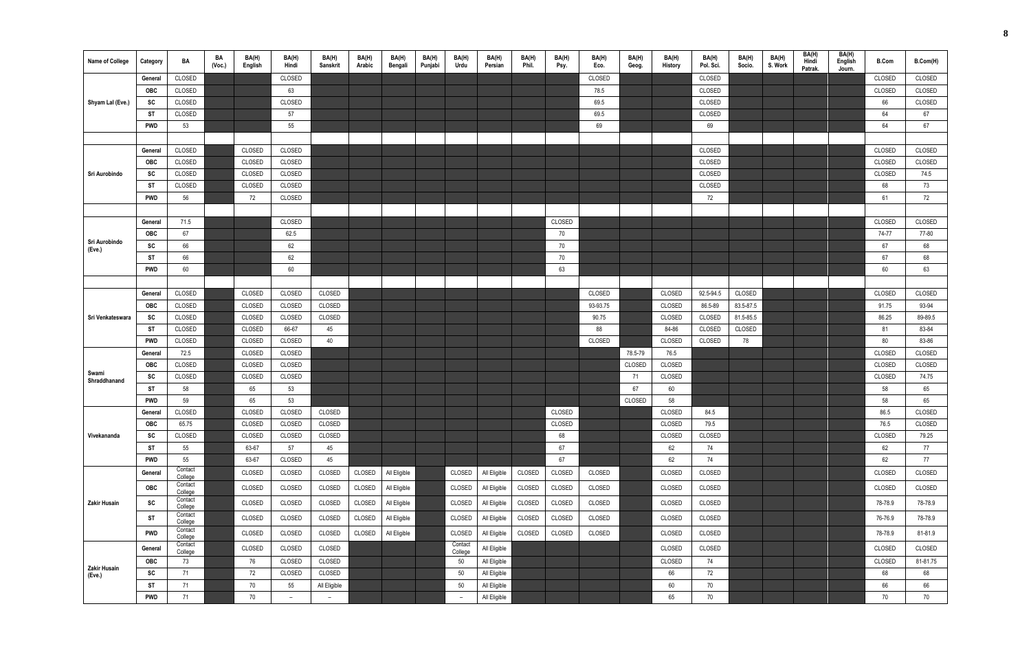| Name of College | Category | BA | BA (Voc.) | BA(H) English | BA(H) Hindi | BA(H) Sanskrit | BA(H) Arabic | BA(H) Bengali | BA(H) Punjabi | BA(H) Urdu | BA(H) Persian | BA(H) Phil. | BA(H) Psy. | BA(H) Eco. | BA(H) Geog. | BA(H) History | BA(H) Pol. Sci. | BA(H) Socio. | BA(H) S. Work | BA(H) Hindi Patrak. | BA(H) English Journ. | B.Com | B.Com(H) |
|---|---|---|---|---|---|---|---|---|---|---|---|---|---|---|---|---|---|---|---|---|---|---|---|
| Shyam Lal (Eve.) | General | CLOSED | | | CLOSED | | | | | | | | | CLOSED | | | CLOSED | | | | | CLOSED | CLOSED |
| | OBC | CLOSED | | | 63 | | | | | | | | | 78.5 | | | CLOSED | | | | | CLOSED | CLOSED |
| | SC | CLOSED | | | CLOSED | | | | | | | | | 69.5 | | | CLOSED | | | | | 66 | CLOSED |
| | ST | CLOSED | | | 57 | | | | | | | | | 69.5 | | | CLOSED | | | | | 64 | 67 |
| | PWD | 53 | | | 55 | | | | | | | | | 69 | | | 69 | | | | | 64 | 67 |
| Sri Aurobindo | General | CLOSED | | CLOSED | CLOSED | | | | | | | | | | | | CLOSED | | | | | CLOSED | CLOSED |
| | OBC | CLOSED | | CLOSED | CLOSED | | | | | | | | | | | | CLOSED | | | | | CLOSED | CLOSED |
| | SC | CLOSED | | CLOSED | CLOSED | | | | | | | | | | | | CLOSED | | | | | CLOSED | 74.5 |
| | ST | CLOSED | | CLOSED | CLOSED | | | | | | | | | | | | CLOSED | | | | | 68 | 73 |
| | PWD | 56 | | 72 | CLOSED | | | | | | | | | | | | 72 | | | | | 61 | 72 |
| Sri Aurobindo (Eve.) | General | 71.5 | | | CLOSED | | | | | | | | CLOSED | | | | | | | | | CLOSED | CLOSED |
| | OBC | 67 | | | 62.5 | | | | | | | | 70 | | | | | | | | | 74-77 | 77-80 |
| | SC | 66 | | | 62 | | | | | | | | 70 | | | | | | | | | 67 | 68 |
| | ST | 66 | | | 62 | | | | | | | | 70 | | | | | | | | | 67 | 68 |
| | PWD | 60 | | | 60 | | | | | | | | 63 | | | | | | | | | 60 | 63 |
| Sri Venkateswara | General | CLOSED | | CLOSED | CLOSED | CLOSED | | | | | | | | CLOSED | | CLOSED | 92.5-94.5 | CLOSED | | | | CLOSED | CLOSED |
| | OBC | CLOSED | | CLOSED | CLOSED | CLOSED | | | | | | | | 93-93.75 | | CLOSED | 86.5-89 | 83.5-87.5 | | | | 91.75 | 93-94 |
| | SC | CLOSED | | CLOSED | CLOSED | CLOSED | | | | | | | | 90.75 | | CLOSED | CLOSED | 81.5-85.5 | | | | 86.25 | 89-89.5 |
| | ST | CLOSED | | CLOSED | 66-67 | 45 | | | | | | | | 88 | | 84-86 | CLOSED | CLOSED | | | | 81 | 83-84 |
| | PWD | CLOSED | | CLOSED | CLOSED | 40 | | | | | | | | CLOSED | | CLOSED | CLOSED | 78 | | | | 80 | 83-86 |
| Swami Shraddhanand | General | 72.5 | | CLOSED | CLOSED | | | | | | | | | | 78.5-79 | 76.5 | | | | | | CLOSED | CLOSED |
| | OBC | CLOSED | | CLOSED | CLOSED | | | | | | | | | | CLOSED | CLOSED | | | | | | CLOSED | CLOSED |
| | SC | CLOSED | | CLOSED | CLOSED | | | | | | | | | | 71 | CLOSED | | | | | | CLOSED | 74.75 |
| | ST | 58 | | 65 | 53 | | | | | | | | | | 67 | 60 | | | | | | 58 | 65 |
| | PWD | 59 | | 65 | 53 | | | | | | | | | | CLOSED | 58 | | | | | | 58 | 65 |
| Vivekananda | General | CLOSED | | CLOSED | CLOSED | CLOSED | | | | | | | CLOSED | | | CLOSED | 84.5 | | | | | 86.5 | CLOSED |
| | OBC | 65.75 | | CLOSED | CLOSED | CLOSED | | | | | | | CLOSED | | | CLOSED | 79.5 | | | | | 76.5 | CLOSED |
| | SC | CLOSED | | CLOSED | CLOSED | CLOSED | | | | | | | 68 | | | CLOSED | CLOSED | | | | | CLOSED | 79.25 |
| | ST | 55 | | 63-67 | 57 | 45 | | | | | | | 67 | | | 62 | 74 | | | | | 62 | 77 |
| | PWD | 55 | | 63-67 | CLOSED | 45 | | | | | | | 67 | | | 62 | 74 | | | | | 62 | 77 |
| Zakir Husain | General | Contact College | | CLOSED | CLOSED | CLOSED | CLOSED | All Eligible | | CLOSED | All Eligible | CLOSED | CLOSED | CLOSED | | CLOSED | CLOSED | | | | | CLOSED | CLOSED |
| | OBC | Contact College | | CLOSED | CLOSED | CLOSED | CLOSED | All Eligible | | CLOSED | All Eligible | CLOSED | CLOSED | CLOSED | | CLOSED | CLOSED | | | | | CLOSED | CLOSED |
| | SC | Contact College | | CLOSED | CLOSED | CLOSED | CLOSED | All Eligible | | CLOSED | All Eligible | CLOSED | CLOSED | CLOSED | | CLOSED | CLOSED | | | | | 78-78.9 | 78-78.9 |
| | ST | Contact College | | CLOSED | CLOSED | CLOSED | CLOSED | All Eligible | | CLOSED | All Eligible | CLOSED | CLOSED | CLOSED | | CLOSED | CLOSED | | | | | 76-76.9 | 78-78.9 |
| | PWD | Contact College | | CLOSED | CLOSED | CLOSED | CLOSED | All Eligible | | CLOSED | All Eligible | CLOSED | CLOSED | CLOSED | | CLOSED | CLOSED | | | | | 78-78.9 | 81-81.9 |
| Zakir Husain (Eve.) | General | Contact College | | CLOSED | CLOSED | CLOSED | | | | Contact College | All Eligible | | | | | CLOSED | CLOSED | | | | | CLOSED | CLOSED |
| | OBC | 73 | | 76 | CLOSED | CLOSED | | | | 50 | All Eligible | | | | | CLOSED | 74 | | | | | CLOSED | 81-81.75 |
| | SC | 71 | | 72 | CLOSED | CLOSED | | | | 50 | All Eligible | | | | | 66 | 72 | | | | | 68 | 68 |
| | ST | 71 | | 70 | 55 | All Eligible | | | | 50 | All Eligible | | | | | 60 | 70 | | | | | 66 | 66 |
| | PWD | 71 | | 70 | – | – | | | | – | All Eligible | | | | | 65 | 70 | | | | | 70 | 70 |